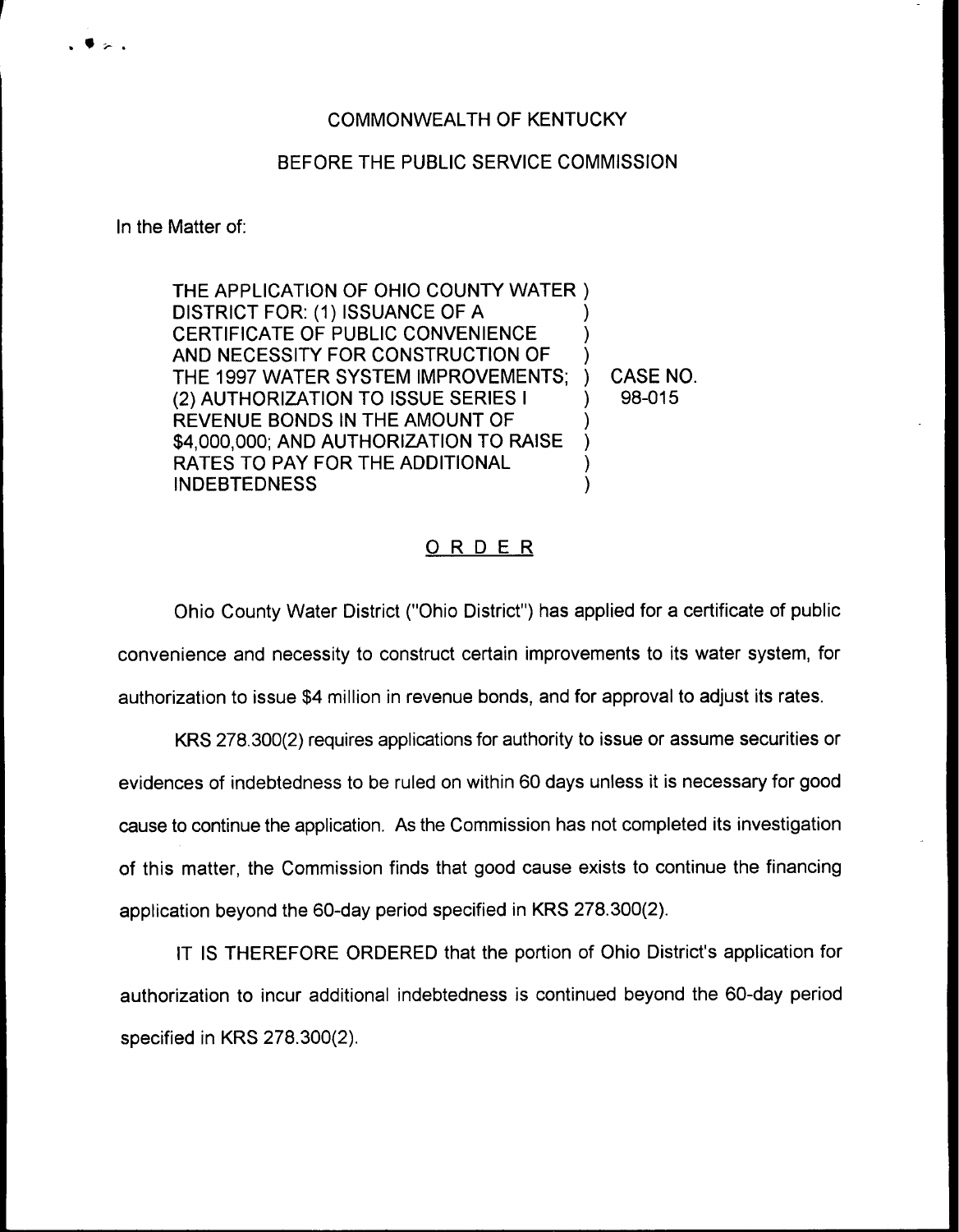COMMONWEALTH OF KENTUCKY

BEFORE THE PUBLIC SERVICE COMMISSION

In the Matter of:

| | | |
|---|---|---|
| THE APPLICATION OF OHIO COUNTY WATER DISTRICT FOR: (1) ISSUANCE OF A CERTIFICATE OF PUBLIC CONVENIENCE AND NECESSITY FOR CONSTRUCTION OF THE 1997 WATER SYSTEM IMPROVEMENTS; (2) AUTHORIZATION TO ISSUE SERIES I REVENUE BONDS IN THE AMOUNT OF $4,000,000; AND AUTHORIZATION TO RAISE RATES TO PAY FOR THE ADDITIONAL INDEBTEDNESS | ) | CASE NO. 98-015 |

## ORDER

Ohio County Water District ("Ohio District") has applied for a certificate of public convenience and necessity to construct certain improvements to its water system, for authorization to issue $4 million in revenue bonds, and for approval to adjust its rates.

KRS 278.300(2) requires applications for authority to issue or assume securities or evidences of indebtedness to be ruled on within 60 days unless it is necessary for good cause to continue the application. As the Commission has not completed its investigation of this matter, the Commission finds that good cause exists to continue the financing application beyond the 60-day period specified in KRS 278.300(2).

IT IS THEREFORE ORDERED that the portion of Ohio District's application for authorization to incur additional indebtedness is continued beyond the 60-day period specified in KRS 278.300(2).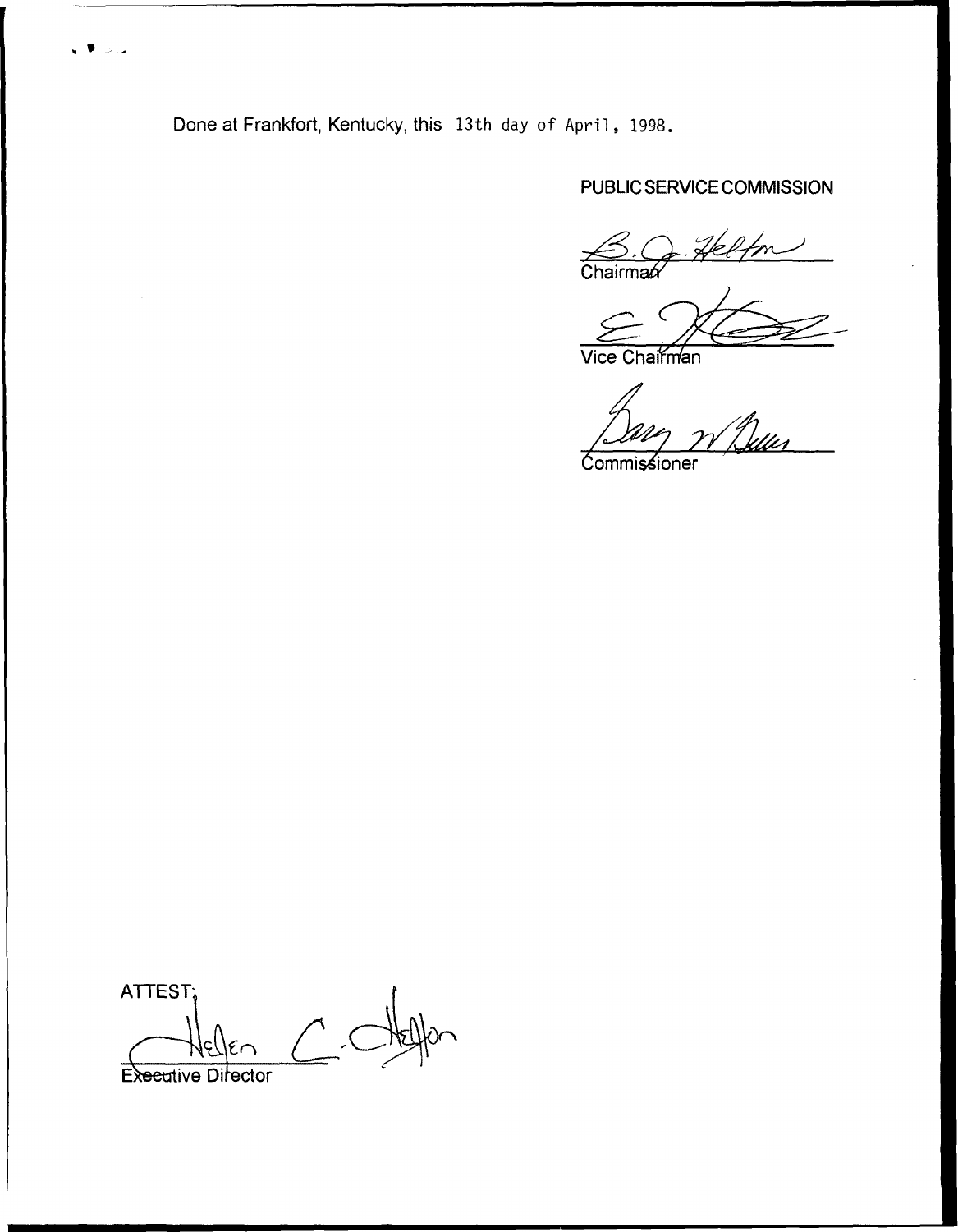Done at Frankfort, Kentucky, this 13th day of April, 1998.

PUBLIC SERVICE COMMISSION

Chairman

Vice Chairman

Commissioner

ATTEST:

Executive Director